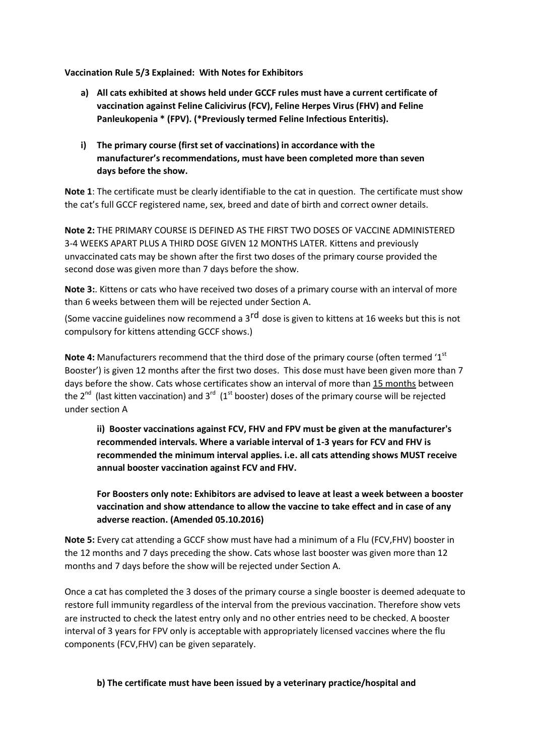**Vaccination Rule 5/3 Explained: With Notes for Exhibitors**

**a) All cats exhibited at shows held under GCCF rules must have a current certificate of vaccination against Feline Calicivirus (FCV), Feline Herpes Virus (FHV) and Feline Panleukopenia * (FPV). (*Previously termed Feline Infectious Enteritis).**

**i) The primary course (first set of vaccinations) in accordance with the manufacturer's recommendations, must have been completed more than seven days before the show.**

**Note 1**: The certificate must be clearly identifiable to the cat in question. The certificate must show the cat's full GCCF registered name, sex, breed and date of birth and correct owner details.

**Note 2:** THE PRIMARY COURSE IS DEFINED AS THE FIRST TWO DOSES OF VACCINE ADMINISTERED 3-4 WEEKS APART PLUS A THIRD DOSE GIVEN 12 MONTHS LATER. Kittens and previously unvaccinated cats may be shown after the first two doses of the primary course provided the second dose was given more than 7 days before the show.

**Note 3:**. Kittens or cats who have received two doses of a primary course with an interval of more than 6 weeks between them will be rejected under Section A.

(Some vaccine guidelines now recommend a 3rd dose is given to kittens at 16 weeks but this is not compulsory for kittens attending GCCF shows.)

**Note 4:** Manufacturers recommend that the third dose of the primary course (often termed '1st Booster') is given 12 months after the first two doses. This dose must have been given more than 7 days before the show. Cats whose certificates show an interval of more than <u>15 months</u> between the 2nd (last kitten vaccination) and 3rd (1st booster) doses of the primary course will be rejected under section A

**ii) Booster vaccinations against FCV, FHV and FPV must be given at the manufacturer's recommended intervals. Where a variable interval of 1-3 years for FCV and FHV is recommended the minimum interval applies. i.e. all cats attending shows MUST receive annual booster vaccination against FCV and FHV.**

**For Boosters only note: Exhibitors are advised to leave at least a week between a booster vaccination and show attendance to allow the vaccine to take effect and in case of any adverse reaction. (Amended 05.10.2016)**

**Note 5:** Every cat attending a GCCF show must have had a minimum of a Flu (FCV,FHV) booster in the 12 months and 7 days preceding the show. Cats whose last booster was given more than 12 months and 7 days before the show will be rejected under Section A.

Once a cat has completed the 3 doses of the primary course a single booster is deemed adequate to restore full immunity regardless of the interval from the previous vaccination. Therefore show vets are instructed to check the latest entry only and no other entries need to be checked. A booster interval of 3 years for FPV only is acceptable with appropriately licensed vaccines where the flu components (FCV,FHV) can be given separately.

**b) The certificate must have been issued by a veterinary practice/hospital and**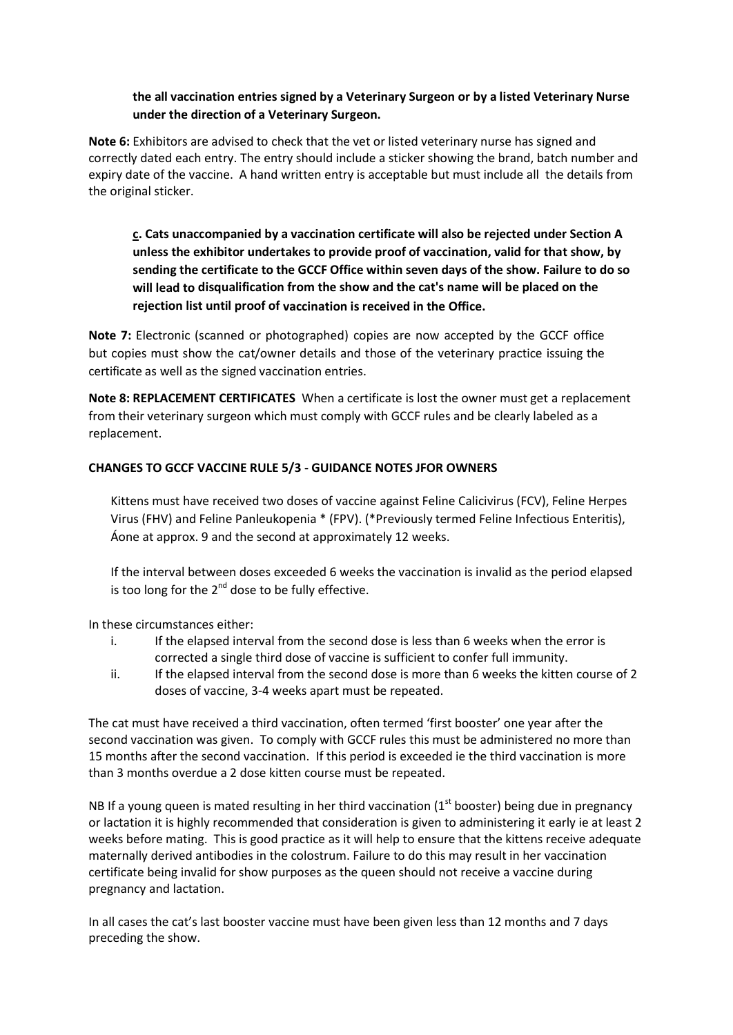**the all vaccination entries signed by a Veterinary Surgeon or by a listed Veterinary Nurse under the direction of a Veterinary Surgeon.**

**Note 6:** Exhibitors are advised to check that the vet or listed veterinary nurse has signed and correctly dated each entry. The entry should include a sticker showing the brand, batch number and expiry date of the vaccine. A hand written entry is acceptable but must include all the details from the original sticker.

**c. Cats unaccompanied by a vaccination certificate will also be rejected under Section A unless the exhibitor undertakes to provide proof of vaccination, valid for that show, by sending the certificate to the GCCF Office within seven days of the show. Failure to do so will lead to disqualification from the show and the cat's name will be placed on the rejection list until proof of vaccination is received in the Office.**

**Note 7:** Electronic (scanned or photographed) copies are now accepted by the GCCF office but copies must show the cat/owner details and those of the veterinary practice issuing the certificate as well as the signed vaccination entries.

**Note 8: REPLACEMENT CERTIFICATES** When a certificate is lost the owner must get a replacement from their veterinary surgeon which must comply with GCCF rules and be clearly labeled as a replacement.

**CHANGES TO GCCF VACCINE RULE 5/3 - GUIDANCE NOTES JFOR OWNERS**

Kittens must have received two doses of vaccine against Feline Calicivirus (FCV), Feline Herpes Virus (FHV) and Feline Panleukopenia * (FPV). (*Previously termed Feline Infectious Enteritis), Áone at approx. 9 and the second at approximately 12 weeks.

If the interval between doses exceeded 6 weeks the vaccination is invalid as the period elapsed is too long for the 2nd dose to be fully effective.

In these circumstances either:

i. If the elapsed interval from the second dose is less than 6 weeks when the error is corrected a single third dose of vaccine is sufficient to confer full immunity.
ii. If the elapsed interval from the second dose is more than 6 weeks the kitten course of 2 doses of vaccine, 3-4 weeks apart must be repeated.

The cat must have received a third vaccination, often termed 'first booster' one year after the second vaccination was given. To comply with GCCF rules this must be administered no more than 15 months after the second vaccination. If this period is exceeded ie the third vaccination is more than 3 months overdue a 2 dose kitten course must be repeated.

NB If a young queen is mated resulting in her third vaccination (1st booster) being due in pregnancy or lactation it is highly recommended that consideration is given to administering it early ie at least 2 weeks before mating. This is good practice as it will help to ensure that the kittens receive adequate maternally derived antibodies in the colostrum. Failure to do this may result in her vaccination certificate being invalid for show purposes as the queen should not receive a vaccine during pregnancy and lactation.

In all cases the cat's last booster vaccine must have been given less than 12 months and 7 days preceding the show.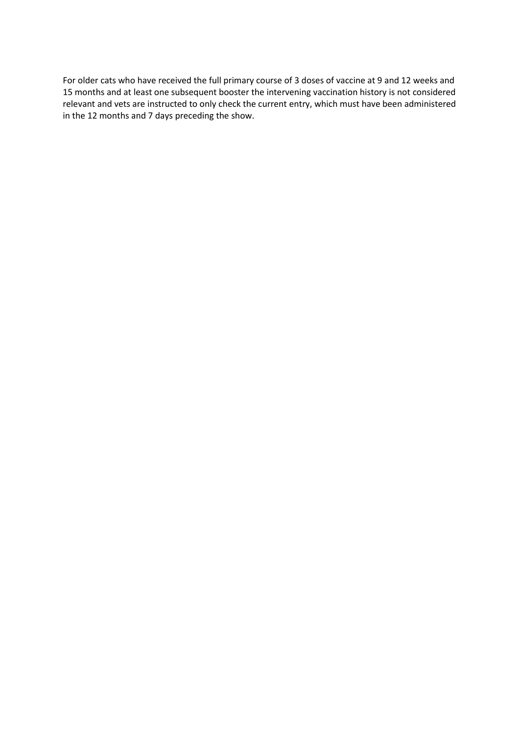For older cats who have received the full primary course of 3 doses of vaccine at 9 and 12 weeks and 15 months and at least one subsequent booster the intervening vaccination history is not considered relevant and vets are instructed to only check the current entry, which must have been administered in the 12 months and 7 days preceding the show.